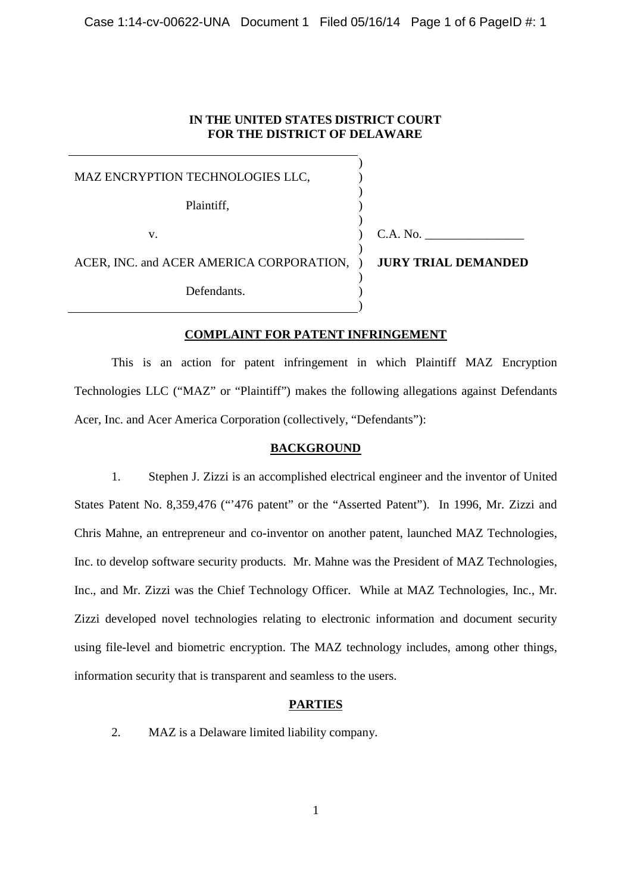**IN THE UNITED STATES DISTRICT COURT**
**FOR THE DISTRICT OF DELAWARE**

MAZ ENCRYPTION TECHNOLOGIES LLC,

Plaintiff,

v.

ACER, INC. and ACER AMERICA CORPORATION,

Defendants.

C.A. No. \_\_\_\_\_\_\_\_\_\_\_\_\_\_\_\_

**JURY TRIAL DEMANDED**

## COMPLAINT FOR PATENT INFRINGEMENT

This is an action for patent infringement in which Plaintiff MAZ Encryption Technologies LLC ("MAZ" or "Plaintiff") makes the following allegations against Defendants Acer, Inc. and Acer America Corporation (collectively, "Defendants"):

## BACKGROUND

1. Stephen J. Zizzi is an accomplished electrical engineer and the inventor of United States Patent No. 8,359,476 ("'476 patent" or the "Asserted Patent"). In 1996, Mr. Zizzi and Chris Mahne, an entrepreneur and co-inventor on another patent, launched MAZ Technologies, Inc. to develop software security products. Mr. Mahne was the President of MAZ Technologies, Inc., and Mr. Zizzi was the Chief Technology Officer. While at MAZ Technologies, Inc., Mr. Zizzi developed novel technologies relating to electronic information and document security using file-level and biometric encryption. The MAZ technology includes, among other things, information security that is transparent and seamless to the users.

## PARTIES

2. MAZ is a Delaware limited liability company.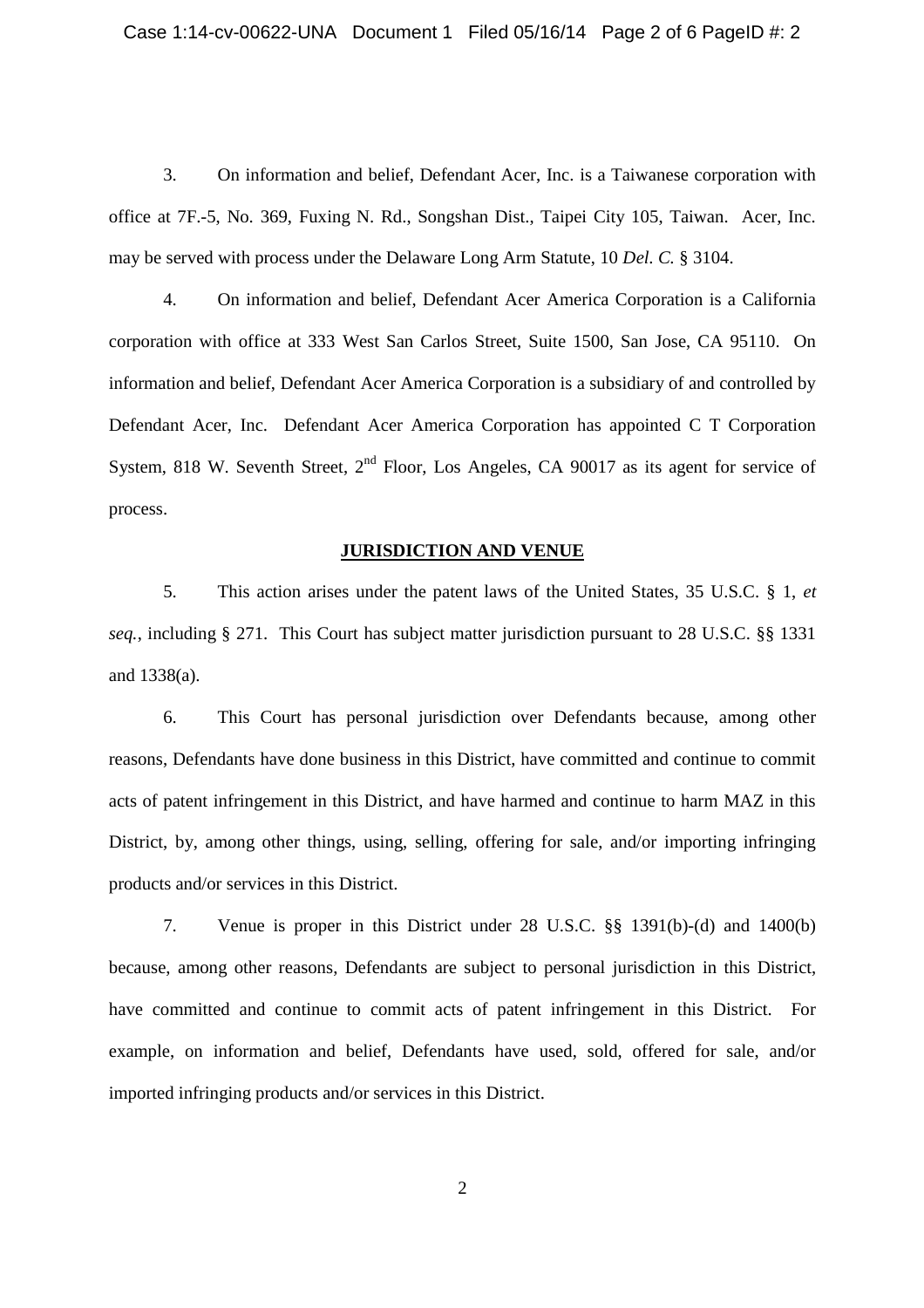3. On information and belief, Defendant Acer, Inc. is a Taiwanese corporation with office at 7F.-5, No. 369, Fuxing N. Rd., Songshan Dist., Taipei City 105, Taiwan. Acer, Inc. may be served with process under the Delaware Long Arm Statute, 10 *Del. C.* § 3104.

4. On information and belief, Defendant Acer America Corporation is a California corporation with office at 333 West San Carlos Street, Suite 1500, San Jose, CA 95110. On information and belief, Defendant Acer America Corporation is a subsidiary of and controlled by Defendant Acer, Inc. Defendant Acer America Corporation has appointed C T Corporation System, 818 W. Seventh Street, 2nd Floor, Los Angeles, CA 90017 as its agent for service of process.

## JURISDICTION AND VENUE

5. This action arises under the patent laws of the United States, 35 U.S.C. § 1, *et seq.*, including § 271. This Court has subject matter jurisdiction pursuant to 28 U.S.C. §§ 1331 and 1338(a).

6. This Court has personal jurisdiction over Defendants because, among other reasons, Defendants have done business in this District, have committed and continue to commit acts of patent infringement in this District, and have harmed and continue to harm MAZ in this District, by, among other things, using, selling, offering for sale, and/or importing infringing products and/or services in this District.

7. Venue is proper in this District under 28 U.S.C. §§ 1391(b)-(d) and 1400(b) because, among other reasons, Defendants are subject to personal jurisdiction in this District, have committed and continue to commit acts of patent infringement in this District. For example, on information and belief, Defendants have used, sold, offered for sale, and/or imported infringing products and/or services in this District.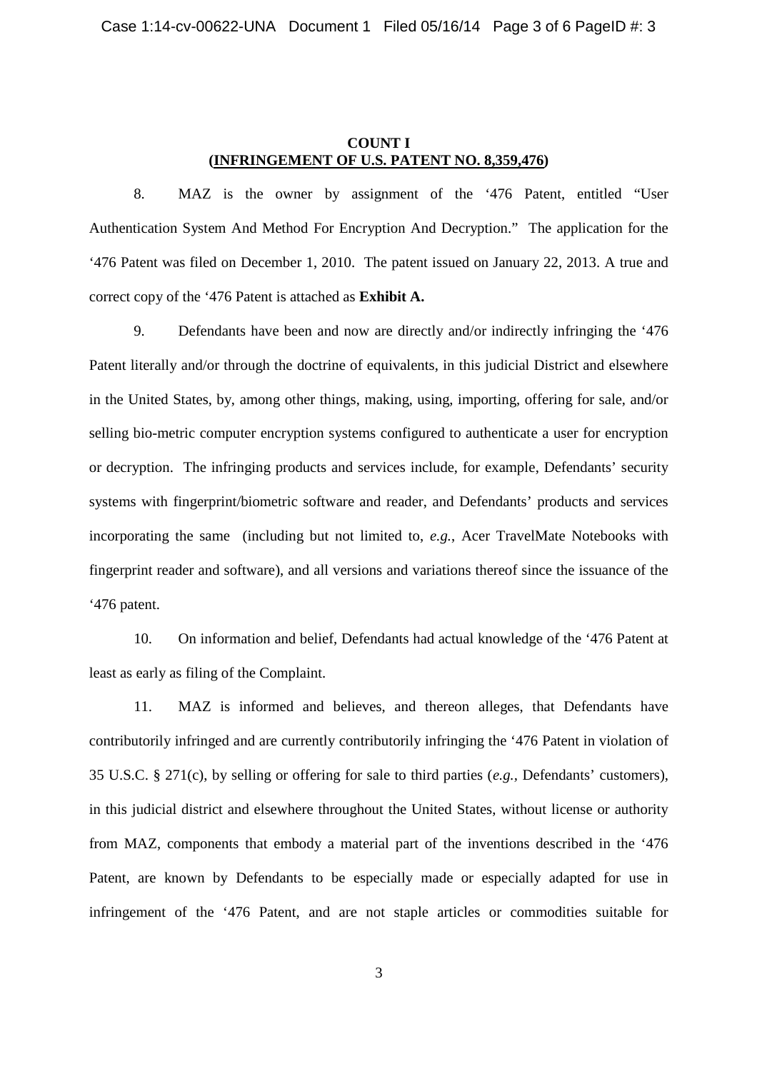**COUNT I**
**(INFRINGEMENT OF U.S. PATENT NO. 8,359,476)**

8. MAZ is the owner by assignment of the '476 Patent, entitled "User Authentication System And Method For Encryption And Decryption." The application for the '476 Patent was filed on December 1, 2010. The patent issued on January 22, 2013. A true and correct copy of the '476 Patent is attached as **Exhibit A.**

9. Defendants have been and now are directly and/or indirectly infringing the '476 Patent literally and/or through the doctrine of equivalents, in this judicial District and elsewhere in the United States, by, among other things, making, using, importing, offering for sale, and/or selling bio-metric computer encryption systems configured to authenticate a user for encryption or decryption. The infringing products and services include, for example, Defendants' security systems with fingerprint/biometric software and reader, and Defendants' products and services incorporating the same (including but not limited to, *e.g.*, Acer TravelMate Notebooks with fingerprint reader and software), and all versions and variations thereof since the issuance of the '476 patent.

10. On information and belief, Defendants had actual knowledge of the '476 Patent at least as early as filing of the Complaint.

11. MAZ is informed and believes, and thereon alleges, that Defendants have contributorily infringed and are currently contributorily infringing the '476 Patent in violation of 35 U.S.C. § 271(c), by selling or offering for sale to third parties (*e.g.*, Defendants' customers), in this judicial district and elsewhere throughout the United States, without license or authority from MAZ, components that embody a material part of the inventions described in the '476 Patent, are known by Defendants to be especially made or especially adapted for use in infringement of the '476 Patent, and are not staple articles or commodities suitable for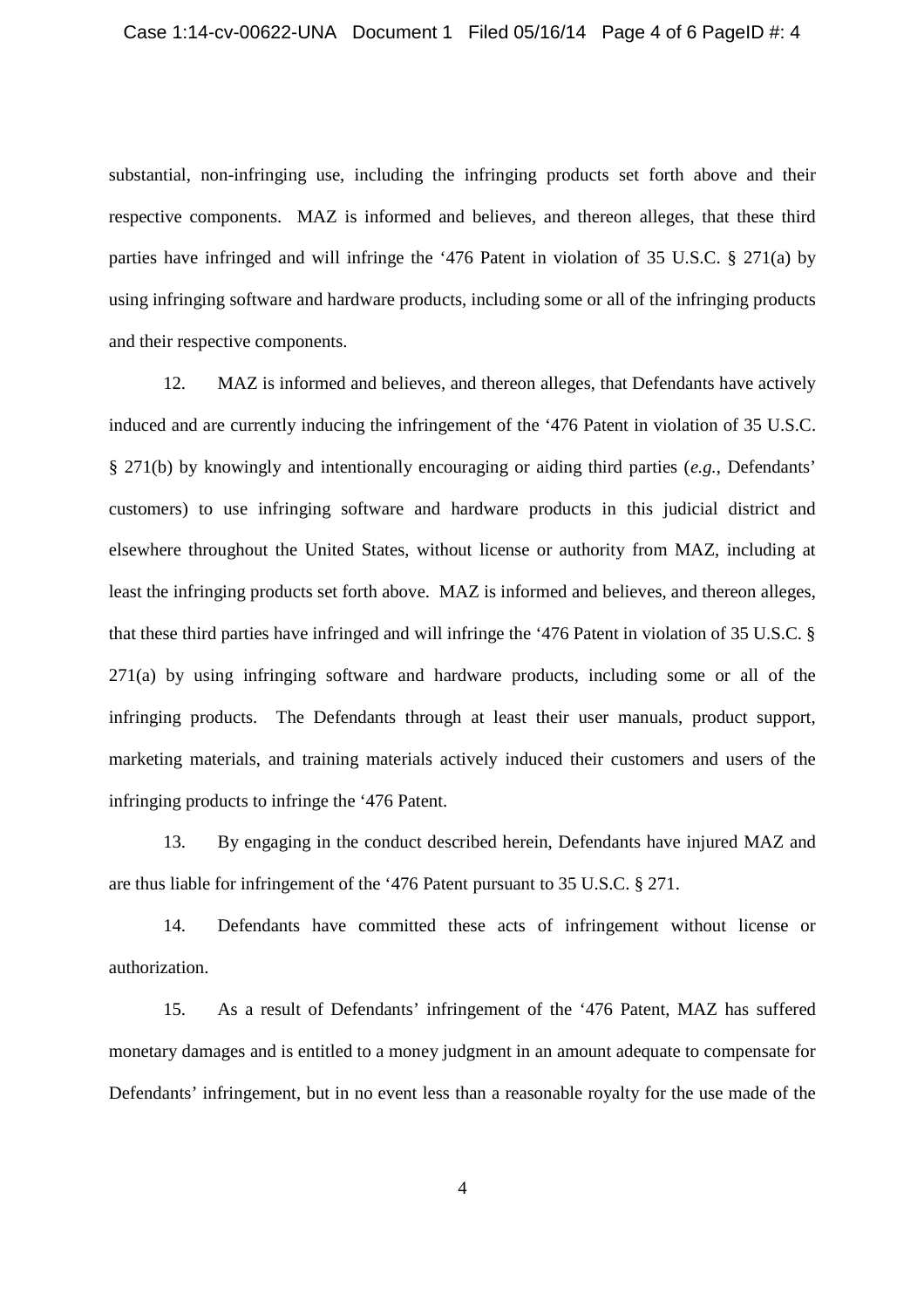substantial, non-infringing use, including the infringing products set forth above and their respective components. MAZ is informed and believes, and thereon alleges, that these third parties have infringed and will infringe the '476 Patent in violation of 35 U.S.C. § 271(a) by using infringing software and hardware products, including some or all of the infringing products and their respective components.

12. MAZ is informed and believes, and thereon alleges, that Defendants have actively induced and are currently inducing the infringement of the '476 Patent in violation of 35 U.S.C. § 271(b) by knowingly and intentionally encouraging or aiding third parties (*e.g.*, Defendants' customers) to use infringing software and hardware products in this judicial district and elsewhere throughout the United States, without license or authority from MAZ, including at least the infringing products set forth above. MAZ is informed and believes, and thereon alleges, that these third parties have infringed and will infringe the '476 Patent in violation of 35 U.S.C. § 271(a) by using infringing software and hardware products, including some or all of the infringing products. The Defendants through at least their user manuals, product support, marketing materials, and training materials actively induced their customers and users of the infringing products to infringe the '476 Patent.

13. By engaging in the conduct described herein, Defendants have injured MAZ and are thus liable for infringement of the '476 Patent pursuant to 35 U.S.C. § 271.

14. Defendants have committed these acts of infringement without license or authorization.

15. As a result of Defendants' infringement of the '476 Patent, MAZ has suffered monetary damages and is entitled to a money judgment in an amount adequate to compensate for Defendants' infringement, but in no event less than a reasonable royalty for the use made of the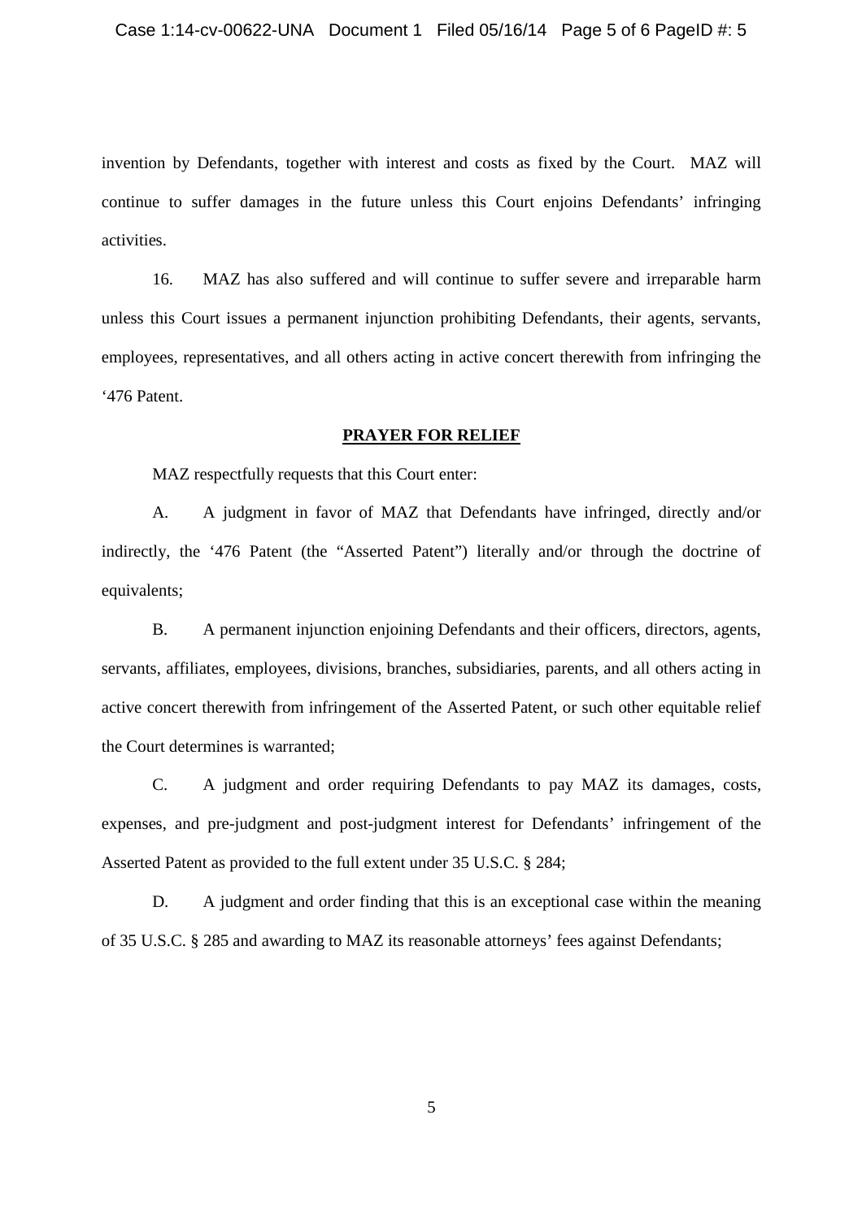invention by Defendants, together with interest and costs as fixed by the Court. MAZ will continue to suffer damages in the future unless this Court enjoins Defendants' infringing activities.

16. MAZ has also suffered and will continue to suffer severe and irreparable harm unless this Court issues a permanent injunction prohibiting Defendants, their agents, servants, employees, representatives, and all others acting in active concert therewith from infringing the '476 Patent.

## PRAYER FOR RELIEF

MAZ respectfully requests that this Court enter:

A. A judgment in favor of MAZ that Defendants have infringed, directly and/or indirectly, the '476 Patent (the "Asserted Patent") literally and/or through the doctrine of equivalents;

B. A permanent injunction enjoining Defendants and their officers, directors, agents, servants, affiliates, employees, divisions, branches, subsidiaries, parents, and all others acting in active concert therewith from infringement of the Asserted Patent, or such other equitable relief the Court determines is warranted;

C. A judgment and order requiring Defendants to pay MAZ its damages, costs, expenses, and pre-judgment and post-judgment interest for Defendants' infringement of the Asserted Patent as provided to the full extent under 35 U.S.C. § 284;

D. A judgment and order finding that this is an exceptional case within the meaning of 35 U.S.C. § 285 and awarding to MAZ its reasonable attorneys' fees against Defendants;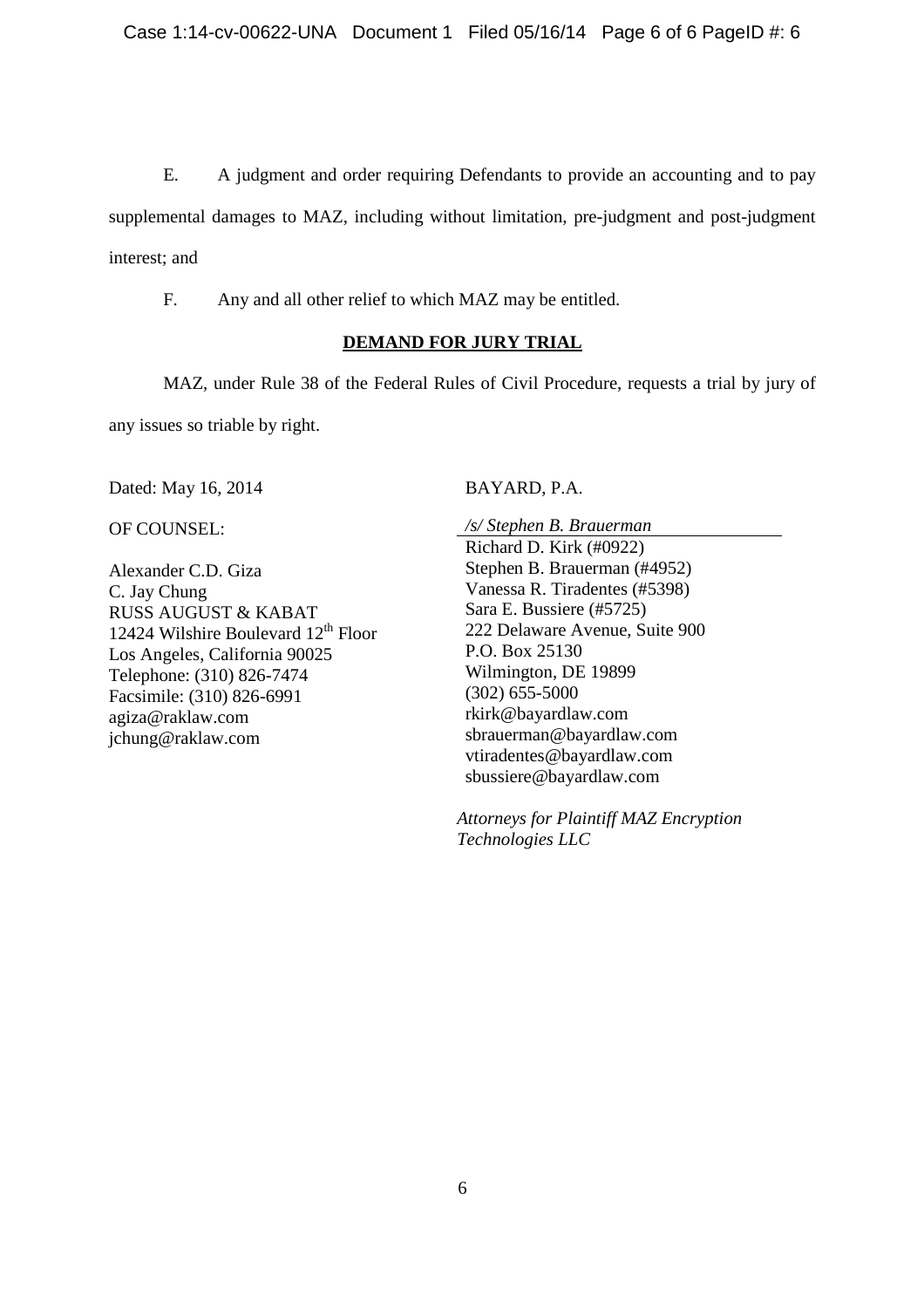E. A judgment and order requiring Defendants to provide an accounting and to pay supplemental damages to MAZ, including without limitation, pre-judgment and post-judgment interest; and

F. Any and all other relief to which MAZ may be entitled.

**DEMAND FOR JURY TRIAL**

MAZ, under Rule 38 of the Federal Rules of Civil Procedure, requests a trial by jury of any issues so triable by right.

Dated: May 16, 2014

BAYARD, P.A.

*/s/ Stephen B. Brauerman*
Richard D. Kirk (#0922)
Stephen B. Brauerman (#4952)
Vanessa R. Tiradentes (#5398)
Sara E. Bussiere (#5725)
222 Delaware Avenue, Suite 900
P.O. Box 25130
Wilmington, DE 19899
(302) 655-5000
rkirk@bayardlaw.com
sbrauerman@bayardlaw.com
vtiradentes@bayardlaw.com
sbussiere@bayardlaw.com

*Attorneys for Plaintiff MAZ Encryption Technologies LLC*

OF COUNSEL:

Alexander C.D. Giza
C. Jay Chung
RUSS AUGUST & KABAT
12424 Wilshire Boulevard 12th Floor
Los Angeles, California 90025
Telephone: (310) 826-7474
Facsimile: (310) 826-6991
agiza@raklaw.com
jchung@raklaw.com